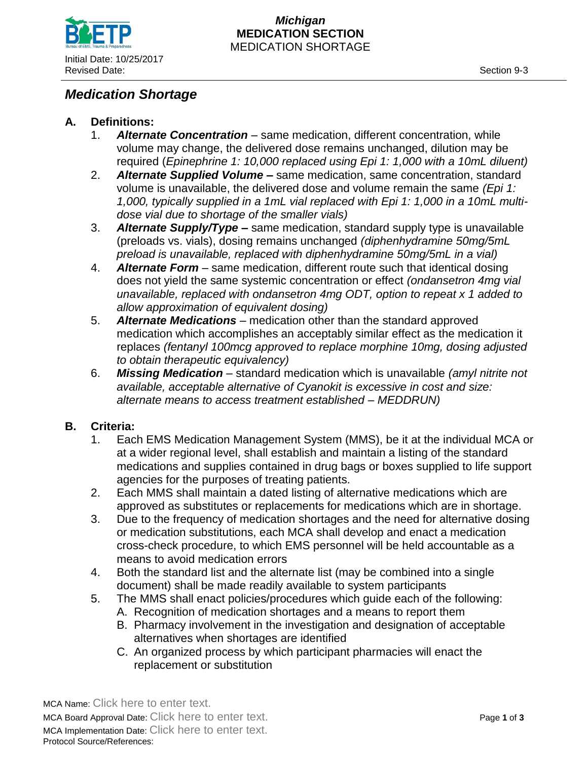Michigan
**MEDICATION SECTION**
MEDICATION SHORTAGE

Initial Date: 10/25/2017
Revised Date:

Section 9-3

# *Medication Shortage*

## A. Definitions:

1. ***Alternate Concentration*** – same medication, different concentration, while volume may change, the delivered dose remains unchanged, dilution may be required (*Epinephrine 1: 10,000 replaced using Epi 1: 1,000 with a 10mL diluent)*
2. ***Alternate Supplied Volume –*** same medication, same concentration, standard volume is unavailable, the delivered dose and volume remain the same *(Epi 1: 1,000, typically supplied in a 1mL vial replaced with Epi 1: 1,000 in a 10mL multi-dose vial due to shortage of the smaller vials)*
3. ***Alternate Supply/Type –*** same medication, standard supply type is unavailable (preloads vs. vials), dosing remains unchanged *(diphenhydramine 50mg/5mL preload is unavailable, replaced with diphenhydramine 50mg/5mL in a vial)*
4. ***Alternate Form*** – same medication, different route such that identical dosing does not yield the same systemic concentration or effect *(ondansetron 4mg vial unavailable, replaced with ondansetron 4mg ODT, option to repeat x 1 added to allow approximation of equivalent dosing)*
5. ***Alternate Medications*** – medication other than the standard approved medication which accomplishes an acceptably similar effect as the medication it replaces *(fentanyl 100mcg approved to replace morphine 10mg, dosing adjusted to obtain therapeutic equivalency)*
6. ***Missing Medication*** – standard medication which is unavailable *(amyl nitrite not available, acceptable alternative of Cyanokit is excessive in cost and size: alternate means to access treatment established – MEDDRUN)*

## B. Criteria:

1. Each EMS Medication Management System (MMS), be it at the individual MCA or at a wider regional level, shall establish and maintain a listing of the standard medications and supplies contained in drug bags or boxes supplied to life support agencies for the purposes of treating patients.
2. Each MMS shall maintain a dated listing of alternative medications which are approved as substitutes or replacements for medications which are in shortage.
3. Due to the frequency of medication shortages and the need for alternative dosing or medication substitutions, each MCA shall develop and enact a medication cross-check procedure, to which EMS personnel will be held accountable as a means to avoid medication errors
4. Both the standard list and the alternate list (may be combined into a single document) shall be made readily available to system participants
5. The MMS shall enact policies/procedures which guide each of the following:
   A. Recognition of medication shortages and a means to report them
   B. Pharmacy involvement in the investigation and designation of acceptable alternatives when shortages are identified
   C. An organized process by which participant pharmacies will enact the replacement or substitution

MCA Name: Click here to enter text.
MCA Board Approval Date: Click here to enter text.
MCA Implementation Date: Click here to enter text.
Protocol Source/References: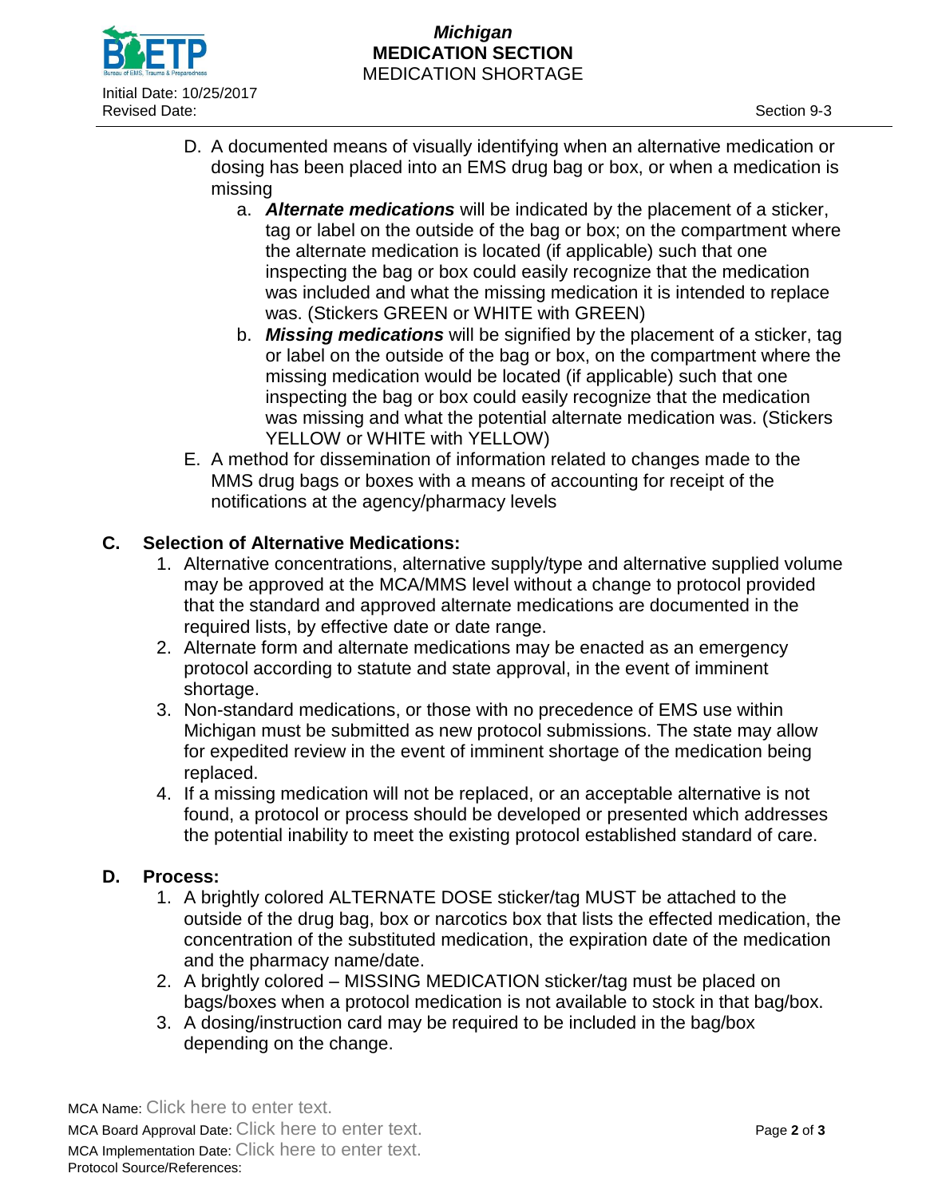D. A documented means of visually identifying when an alternative medication or dosing has been placed into an EMS drug bag or box, or when a medication is missing

   a. ***Alternate medications*** will be indicated by the placement of a sticker, tag or label on the outside of the bag or box; on the compartment where the alternate medication is located (if applicable) such that one inspecting the bag or box could easily recognize that the medication was included and what the missing medication it is intended to replace was. (Stickers GREEN or WHITE with GREEN)

   b. ***Missing medications*** will be signified by the placement of a sticker, tag or label on the outside of the bag or box, on the compartment where the missing medication would be located (if applicable) such that one inspecting the bag or box could easily recognize that the medication was missing and what the potential alternate medication was. (Stickers YELLOW or WHITE with YELLOW)

E. A method for dissemination of information related to changes made to the MMS drug bags or boxes with a means of accounting for receipt of the notifications at the agency/pharmacy levels

## C. Selection of Alternative Medications:

1. Alternative concentrations, alternative supply/type and alternative supplied volume may be approved at the MCA/MMS level without a change to protocol provided that the standard and approved alternate medications are documented in the required lists, by effective date or date range.
2. Alternate form and alternate medications may be enacted as an emergency protocol according to statute and state approval, in the event of imminent shortage.
3. Non-standard medications, or those with no precedence of EMS use within Michigan must be submitted as new protocol submissions. The state may allow for expedited review in the event of imminent shortage of the medication being replaced.
4. If a missing medication will not be replaced, or an acceptable alternative is not found, a protocol or process should be developed or presented which addresses the potential inability to meet the existing protocol established standard of care.

## D. Process:

1. A brightly colored ALTERNATE DOSE sticker/tag MUST be attached to the outside of the drug bag, box or narcotics box that lists the effected medication, the concentration of the substituted medication, the expiration date of the medication and the pharmacy name/date.
2. A brightly colored – MISSING MEDICATION sticker/tag must be placed on bags/boxes when a protocol medication is not available to stock in that bag/box.
3. A dosing/instruction card may be required to be included in the bag/box depending on the change.

MCA Name: Click here to enter text.
MCA Board Approval Date: Click here to enter text.
MCA Implementation Date: Click here to enter text.
Protocol Source/References: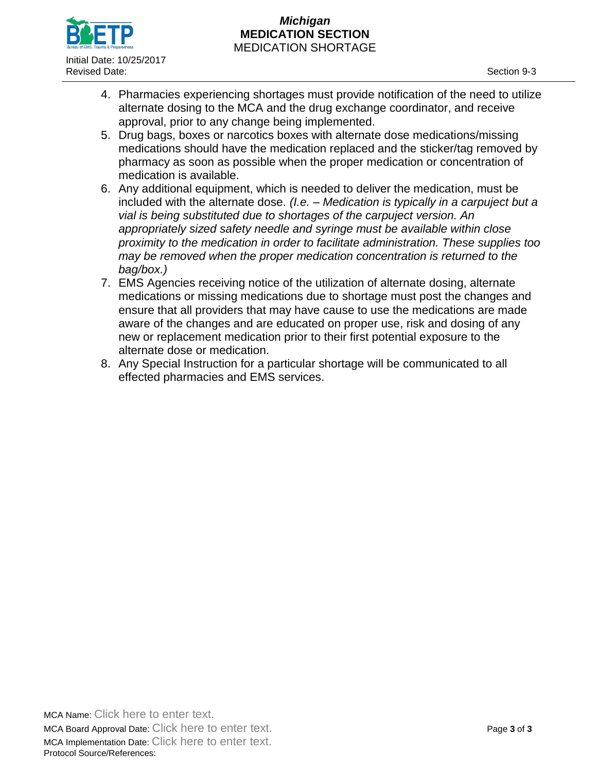4. Pharmacies experiencing shortages must provide notification of the need to utilize alternate dosing to the MCA and the drug exchange coordinator, and receive approval, prior to any change being implemented.
5. Drug bags, boxes or narcotics boxes with alternate dose medications/missing medications should have the medication replaced and the sticker/tag removed by pharmacy as soon as possible when the proper medication or concentration of medication is available.
6. Any additional equipment, which is needed to deliver the medication, must be included with the alternate dose. *(I.e. – Medication is typically in a carpuject but a vial is being substituted due to shortages of the carpuject version. An appropriately sized safety needle and syringe must be available within close proximity to the medication in order to facilitate administration. These supplies too may be removed when the proper medication concentration is returned to the bag/box.)*
7. EMS Agencies receiving notice of the utilization of alternate dosing, alternate medications or missing medications due to shortage must post the changes and ensure that all providers that may have cause to use the medications are made aware of the changes and are educated on proper use, risk and dosing of any new or replacement medication prior to their first potential exposure to the alternate dose or medication.
8. Any Special Instruction for a particular shortage will be communicated to all effected pharmacies and EMS services.

MCA Name: Click here to enter text.
MCA Board Approval Date: Click here to enter text.
MCA Implementation Date: Click here to enter text.
Protocol Source/References: